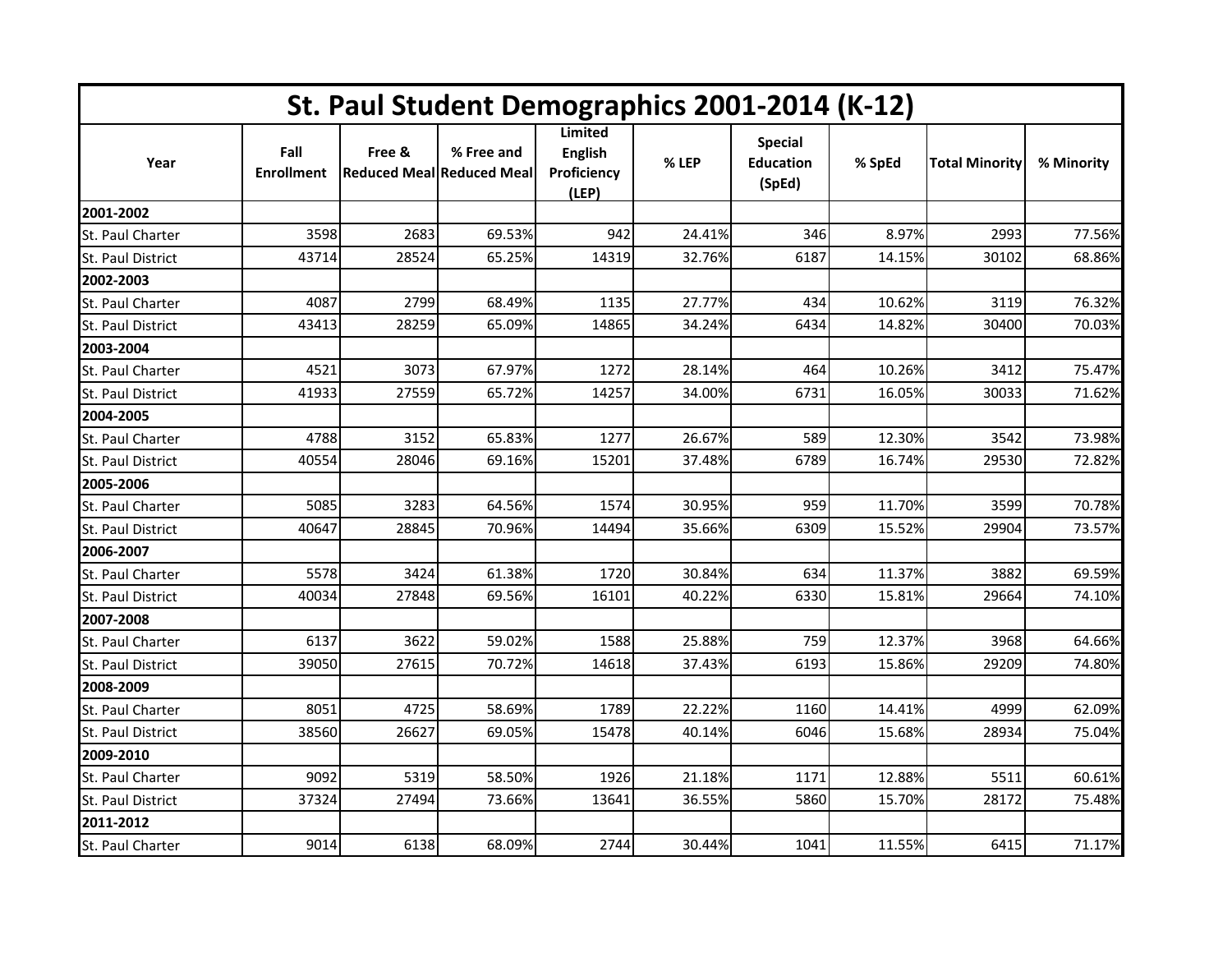# St. Paul Student Demographics 2001-2014 (K-12)

| Year | Fall Enrollment | Free & Reduced Meal | % Free and Reduced Meal | Limited English Proficiency (LEP) | % LEP | Special Education (SpEd) | % SpEd | Total Minority | % Minority |
|---|---|---|---|---|---|---|---|---|---|
| **2001-2002** | | | | | | | | | |
| St. Paul Charter | 3598 | 2683 | 69.53% | 942 | 24.41% | 346 | 8.97% | 2993 | 77.56% |
| St. Paul District | 43714 | 28524 | 65.25% | 14319 | 32.76% | 6187 | 14.15% | 30102 | 68.86% |
| **2002-2003** | | | | | | | | | |
| St. Paul Charter | 4087 | 2799 | 68.49% | 1135 | 27.77% | 434 | 10.62% | 3119 | 76.32% |
| St. Paul District | 43413 | 28259 | 65.09% | 14865 | 34.24% | 6434 | 14.82% | 30400 | 70.03% |
| **2003-2004** | | | | | | | | | |
| St. Paul Charter | 4521 | 3073 | 67.97% | 1272 | 28.14% | 464 | 10.26% | 3412 | 75.47% |
| St. Paul District | 41933 | 27559 | 65.72% | 14257 | 34.00% | 6731 | 16.05% | 30033 | 71.62% |
| **2004-2005** | | | | | | | | | |
| St. Paul Charter | 4788 | 3152 | 65.83% | 1277 | 26.67% | 589 | 12.30% | 3542 | 73.98% |
| St. Paul District | 40554 | 28046 | 69.16% | 15201 | 37.48% | 6789 | 16.74% | 29530 | 72.82% |
| **2005-2006** | | | | | | | | | |
| St. Paul Charter | 5085 | 3283 | 64.56% | 1574 | 30.95% | 959 | 11.70% | 3599 | 70.78% |
| St. Paul District | 40647 | 28845 | 70.96% | 14494 | 35.66% | 6309 | 15.52% | 29904 | 73.57% |
| **2006-2007** | | | | | | | | | |
| St. Paul Charter | 5578 | 3424 | 61.38% | 1720 | 30.84% | 634 | 11.37% | 3882 | 69.59% |
| St. Paul District | 40034 | 27848 | 69.56% | 16101 | 40.22% | 6330 | 15.81% | 29664 | 74.10% |
| **2007-2008** | | | | | | | | | |
| St. Paul Charter | 6137 | 3622 | 59.02% | 1588 | 25.88% | 759 | 12.37% | 3968 | 64.66% |
| St. Paul District | 39050 | 27615 | 70.72% | 14618 | 37.43% | 6193 | 15.86% | 29209 | 74.80% |
| **2008-2009** | | | | | | | | | |
| St. Paul Charter | 8051 | 4725 | 58.69% | 1789 | 22.22% | 1160 | 14.41% | 4999 | 62.09% |
| St. Paul District | 38560 | 26627 | 69.05% | 15478 | 40.14% | 6046 | 15.68% | 28934 | 75.04% |
| **2009-2010** | | | | | | | | | |
| St. Paul Charter | 9092 | 5319 | 58.50% | 1926 | 21.18% | 1171 | 12.88% | 5511 | 60.61% |
| St. Paul District | 37324 | 27494 | 73.66% | 13641 | 36.55% | 5860 | 15.70% | 28172 | 75.48% |
| **2011-2012** | | | | | | | | | |
| St. Paul Charter | 9014 | 6138 | 68.09% | 2744 | 30.44% | 1041 | 11.55% | 6415 | 71.17% |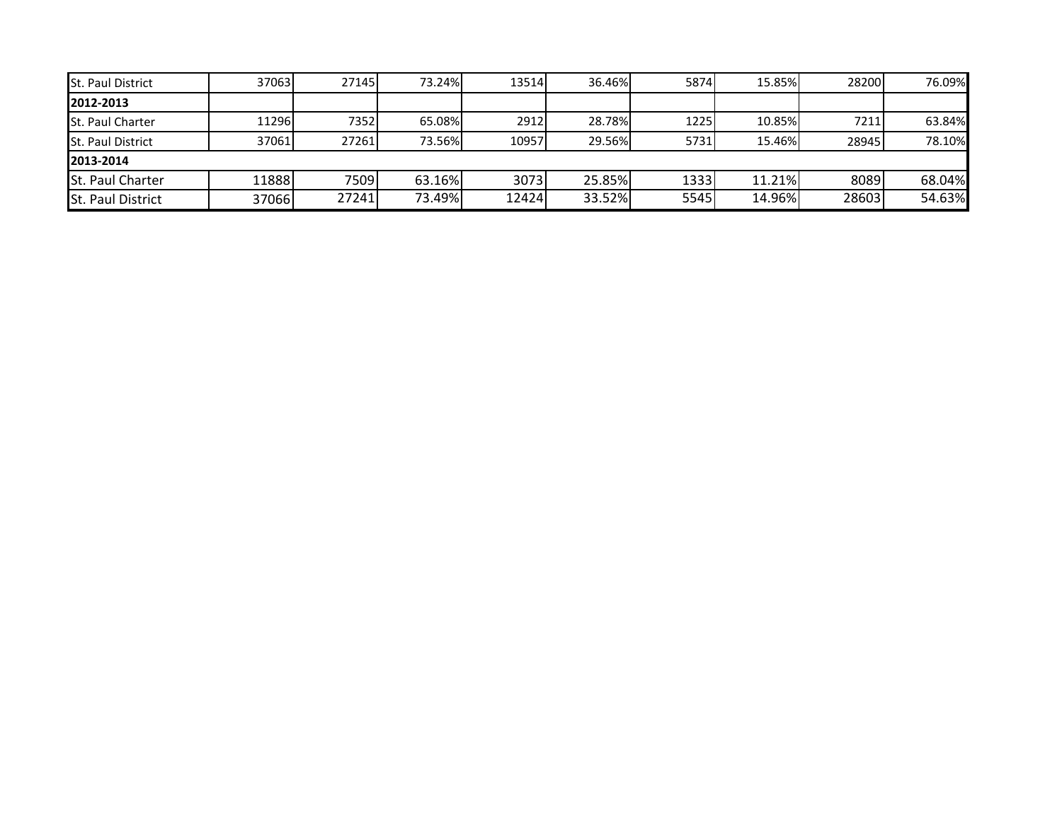| | | | | | | | | |
|---|---|---|---|---|---|---|---|---|
| St. Paul District | 37063 | 27145 | 73.24% | 13514 | 36.46% | 5874 | 15.85% | 28200 | 76.09% |
| **2012-2013** | | | | | | | | | |
| St. Paul Charter | 11296 | 7352 | 65.08% | 2912 | 28.78% | 1225 | 10.85% | 7211 | 63.84% |
| St. Paul District | 37061 | 27261 | 73.56% | 10957 | 29.56% | 5731 | 15.46% | 28945 | 78.10% |
| **2013-2014** | | | | | | | | | |
| St. Paul Charter | 11888 | 7509 | 63.16% | 3073 | 25.85% | 1333 | 11.21% | 8089 | 68.04% |
| St. Paul District | 37066 | 27241 | 73.49% | 12424 | 33.52% | 5545 | 14.96% | 28603 | 54.63% |